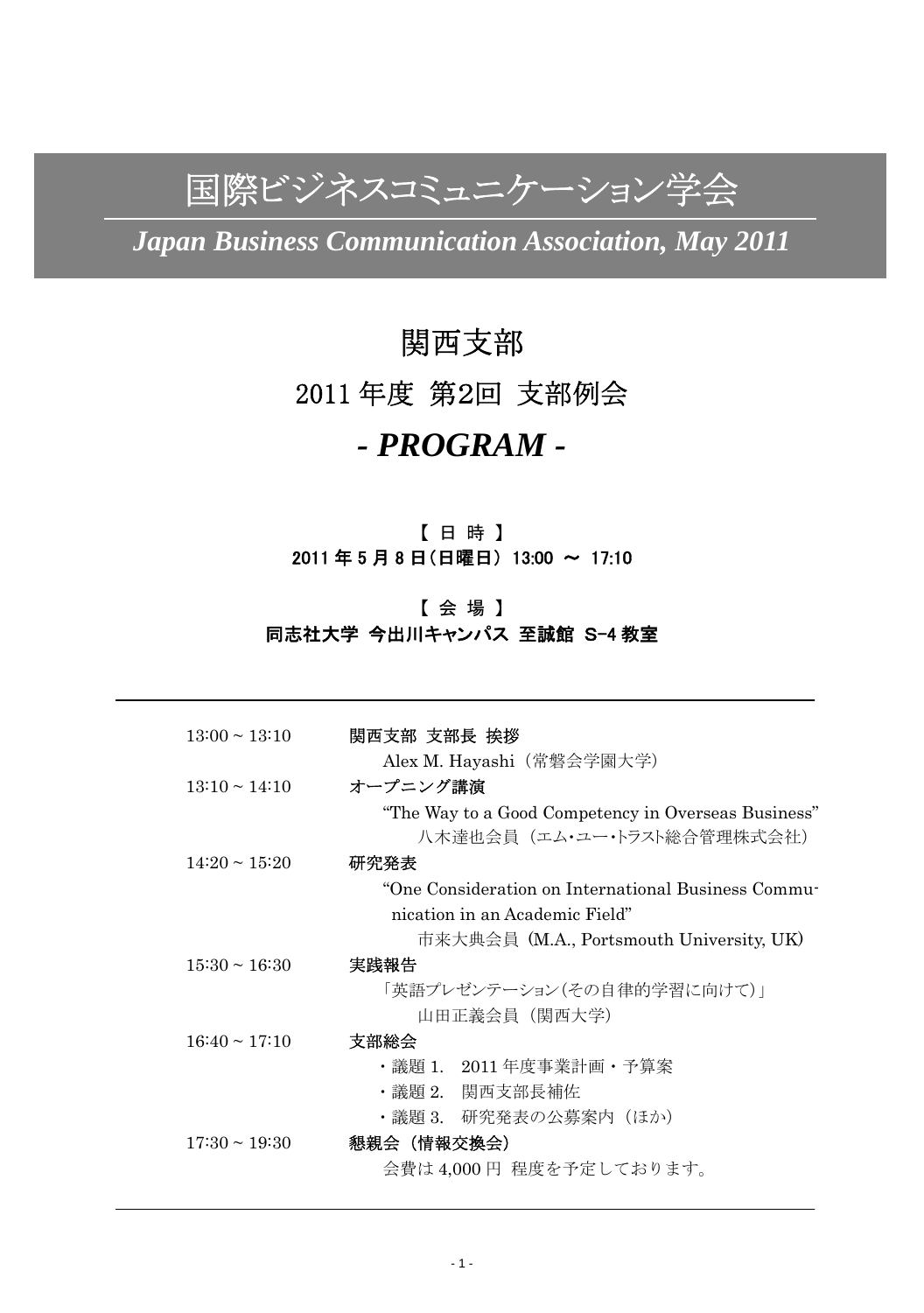# 国際ビジネスコミュニケーション学会

***Japan Business Communication Association, May 2011***

## 関西支部

## 2011 年度 第2回 支部例会

## *- PROGRAM -*

**【 日 時 】**

**2011 年 5 月 8 日（日曜日） 13:00 〜 17:10**

**【 会 場 】**

**同志社大学 今出川キャンパス 至誠館 S-4 教室**

---

| | |
|---|---|
| 13:00 ~ 13:10 | **関西支部 支部長 挨拶**<br>Alex M. Hayashi（常磐会学園大学） |
| 13:10 ~ 14:10 | **オープニング講演**<br>"The Way to a Good Competency in Overseas Business"<br>八木達也会員（エム・ユー・トラスト総合管理株式会社） |
| 14:20 ~ 15:20 | **研究発表**<br>"One Consideration on International Business Communication in an Academic Field"<br>市来大典会員（M.A., Portsmouth University, UK） |
| 15:30 ~ 16:30 | **実践報告**<br>「英語プレゼンテーション(その自律的学習に向けて)」<br>山田正義会員（関西大学） |
| 16:40 ~ 17:10 | **支部総会**<br>・議題 1. 2011 年度事業計画・予算案<br>・議題 2. 関西支部長補佐<br>・議題 3. 研究発表の公募案内（ほか） |
| 17:30 ~ 19:30 | **懇親会（情報交換会）**<br>会費は 4,000 円 程度を予定しております。 |

---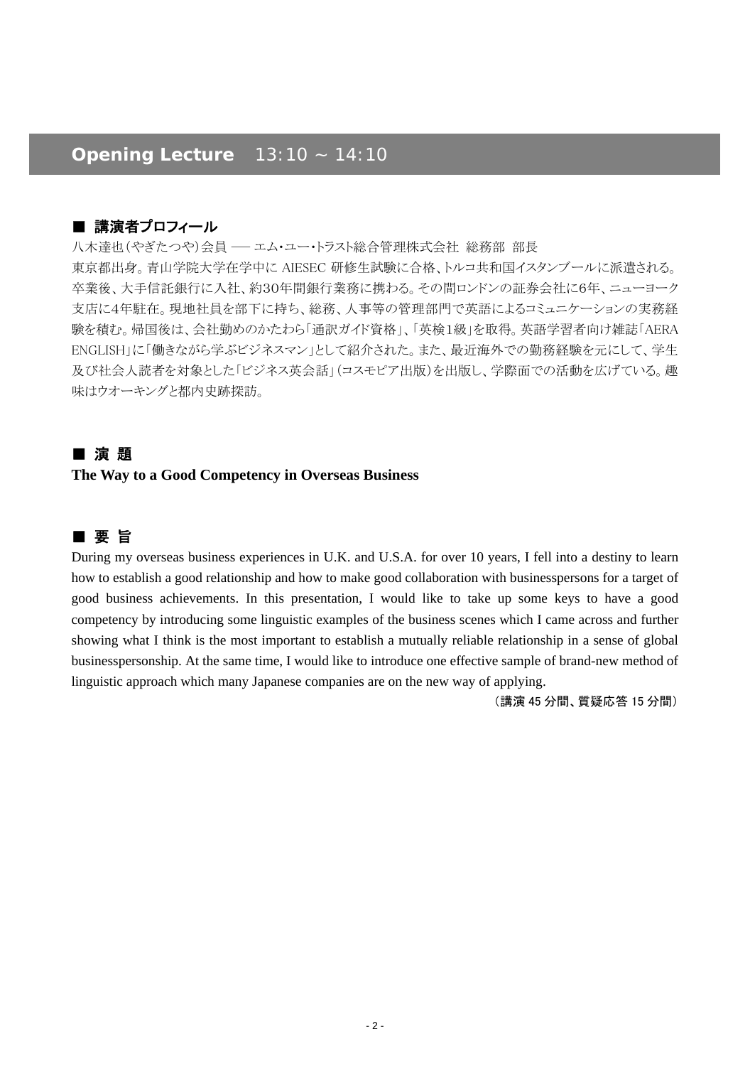## Opening Lecture　13:10 ~ 14:10

### ■ 講演者プロフィール

八木達也（やぎたつや）会員 ── エム・ユー・トラスト総合管理株式会社　総務部　部長

東京都出身。青山学院大学在学中に AIESEC 研修生試験に合格、トルコ共和国イスタンブールに派遣される。卒業後、大手信託銀行に入社、約30年間銀行業務に携わる。その間ロンドンの証券会社に6年、ニューヨーク支店に4年駐在。現地社員を部下に持ち、総務、人事等の管理部門で英語によるコミュニケーションの実務経験を積む。帰国後は、会社勤めのかたわら「通訳ガイド資格」、「英検1級」を取得。英語学習者向け雑誌「AERA ENGLISH」に「働きながら学ぶビジネスマン」として紹介された。また、最近海外での勤務経験を元にして、学生及び社会人読者を対象とした「ビジネス英会話」（コスモピア出版）を出版し、学際面での活動を広げている。趣味はウオーキングと都内史跡探訪。

### ■ 演 題

**The Way to a Good Competency in Overseas Business**

### ■ 要 旨

During my overseas business experiences in U.K. and U.S.A. for over 10 years, I fell into a destiny to learn how to establish a good relationship and how to make good collaboration with businesspersons for a target of good business achievements. In this presentation, I would like to take up some keys to have a good competency by introducing some linguistic examples of the business scenes which I came across and further showing what I think is the most important to establish a mutually reliable relationship in a sense of global businesspersonship. At the same time, I would like to introduce one effective sample of brand-new method of linguistic approach which many Japanese companies are on the new way of applying.

（講演 45 分間、質疑応答 15 分間）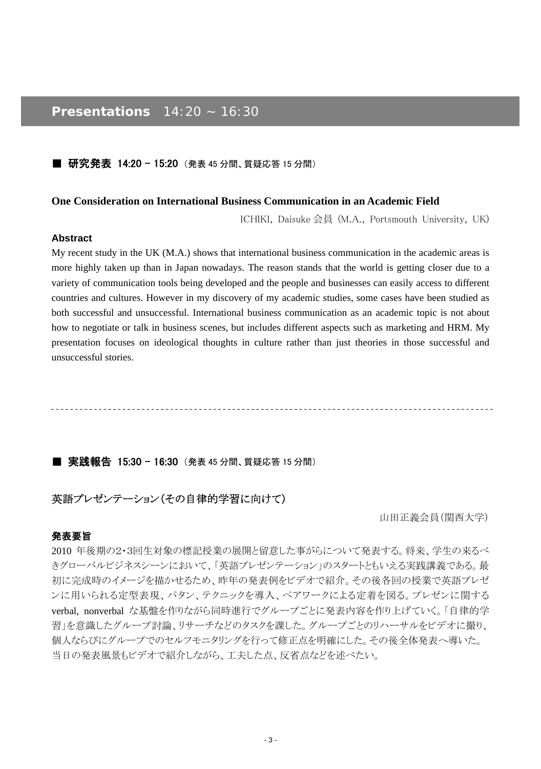## Presentations 14:20 ~ 16:30

### ■ 研究発表 14:20 – 15:20（発表 45 分間、質疑応答 15 分間）

**One Consideration on International Business Communication in an Academic Field**

ICHIKI, Daisuke 会員（M.A., Portsmouth University, UK）

**Abstract**

My recent study in the UK (M.A.) shows that international business communication in the academic areas is more highly taken up than in Japan nowadays. The reason stands that the world is getting closer due to a variety of communication tools being developed and the people and businesses can easily access to different countries and cultures. However in my discovery of my academic studies, some cases have been studied as both successful and unsuccessful. International business communication as an academic topic is not about how to negotiate or talk in business scenes, but includes different aspects such as marketing and HRM. My presentation focuses on ideological thoughts in culture rather than just theories in those successful and unsuccessful stories.

---

### ■ 実践報告 15:30 – 16:30（発表 45 分間、質疑応答 15 分間）

**英語プレゼンテーション（その自律的学習に向けて）**

山田正義会員（関西大学）

**発表要旨**

2010 年後期の2・3回生対象の標記授業の展開と留意した事がらについて発表する。将来、学生の来るべきグローバルビジネスシーンにおいて、「英語プレゼンテーション」のスタートともいえる実践講義である。最初に完成時のイメージを描かせるため、昨年の発表例をビデオで紹介。その後各回の授業で英語プレゼンに用いられる定型表現、パタン、テクニックを導入、ペアワークによる定着を図る。プレゼンに関する verbal, nonverbal な基盤を作りながら同時進行でグループごとに発表内容を作り上げていく。「自律的学習」を意識したグループ討論、リサーチなどのタスクを課した。グループごとのリハーサルをビデオに撮り、個人ならびにグループでのセルフモニタリングを行って修正点を明確にした。その後全体発表へ導いた。当日の発表風景もビデオで紹介しながら、工夫した点、反省点などを述べたい。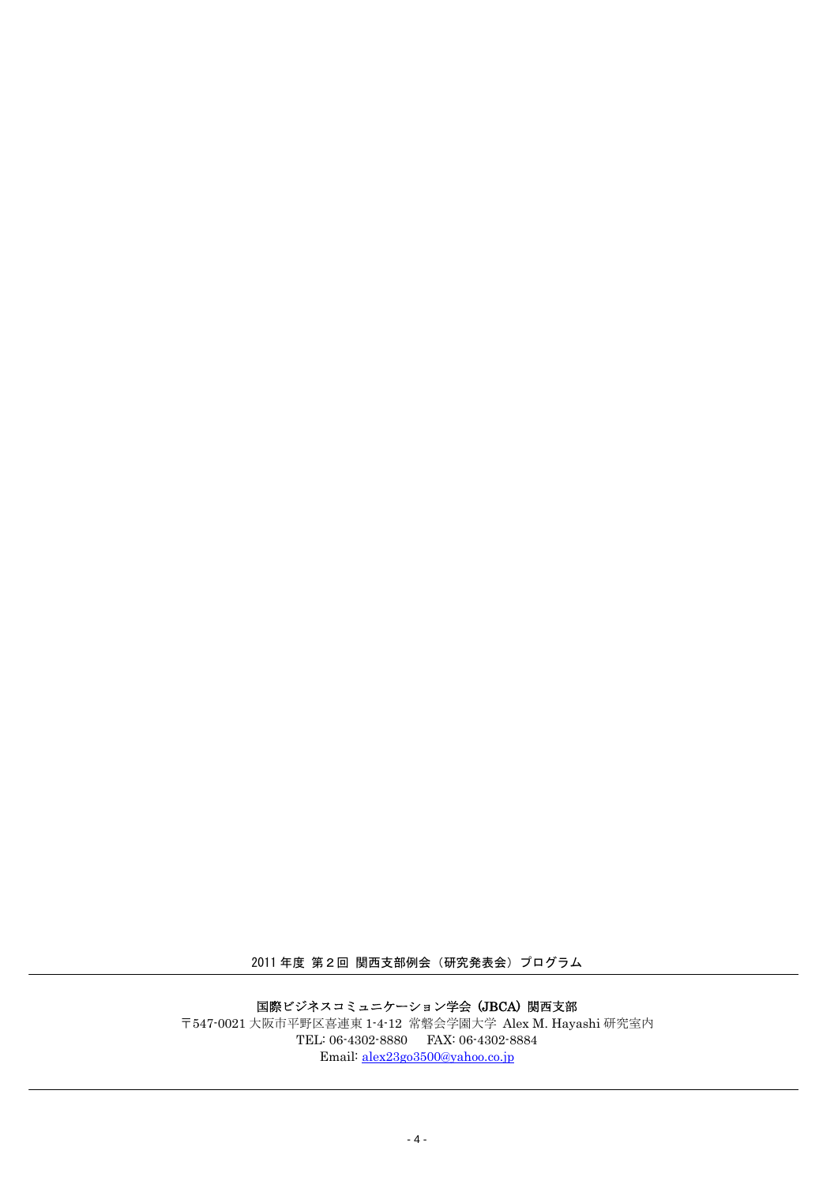2011 年度 第 2 回 関西支部例会（研究発表会）プログラム

---

**国際ビジネスコミュニケーション学会（JBCA）関西支部**

〒547-0021 大阪市平野区喜連東 1-4-12 常磐会学園大学 Alex M. Hayashi 研究室内

TEL: 06-4302-8880　FAX: 06-4302-8884

Email: alex23go3500@yahoo.co.jp

---